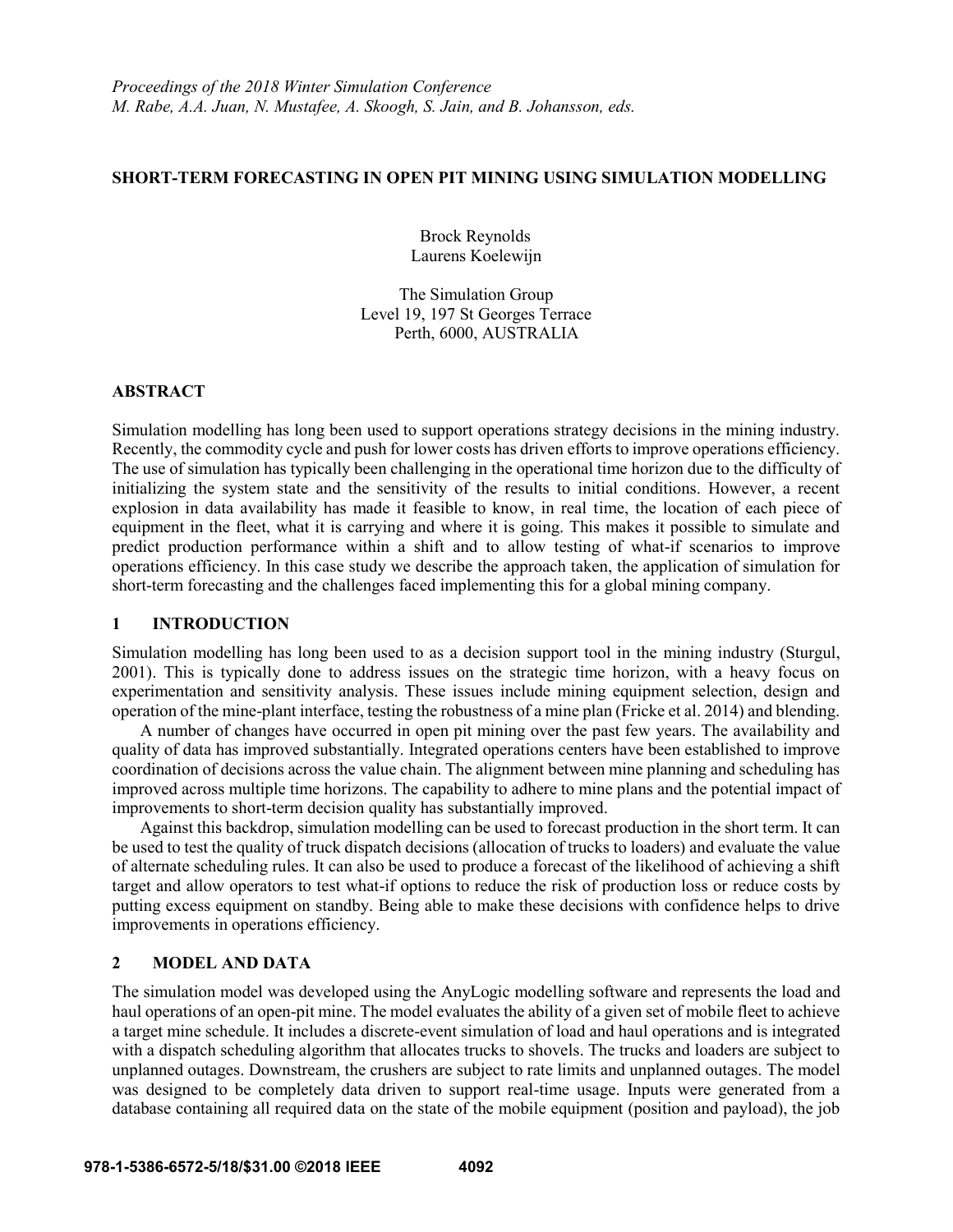*Proceedings of the 2018 Winter Simulation Conference*
*M. Rabe, A.A. Juan, N. Mustafee, A. Skoogh, S. Jain, and B. Johansson, eds.*

# SHORT-TERM FORECASTING IN OPEN PIT MINING USING SIMULATION MODELLING

Brock Reynolds
Laurens Koelewijn

The Simulation Group
Level 19, 197 St Georges Terrace
Perth, 6000, AUSTRALIA

## ABSTRACT

Simulation modelling has long been used to support operations strategy decisions in the mining industry. Recently, the commodity cycle and push for lower costs has driven efforts to improve operations efficiency. The use of simulation has typically been challenging in the operational time horizon due to the difficulty of initializing the system state and the sensitivity of the results to initial conditions. However, a recent explosion in data availability has made it feasible to know, in real time, the location of each piece of equipment in the fleet, what it is carrying and where it is going. This makes it possible to simulate and predict production performance within a shift and to allow testing of what-if scenarios to improve operations efficiency. In this case study we describe the approach taken, the application of simulation for short-term forecasting and the challenges faced implementing this for a global mining company.

## 1 INTRODUCTION

Simulation modelling has long been used to as a decision support tool in the mining industry (Sturgul, 2001). This is typically done to address issues on the strategic time horizon, with a heavy focus on experimentation and sensitivity analysis. These issues include mining equipment selection, design and operation of the mine-plant interface, testing the robustness of a mine plan (Fricke et al. 2014) and blending.

A number of changes have occurred in open pit mining over the past few years. The availability and quality of data has improved substantially. Integrated operations centers have been established to improve coordination of decisions across the value chain. The alignment between mine planning and scheduling has improved across multiple time horizons. The capability to adhere to mine plans and the potential impact of improvements to short-term decision quality has substantially improved.

Against this backdrop, simulation modelling can be used to forecast production in the short term. It can be used to test the quality of truck dispatch decisions (allocation of trucks to loaders) and evaluate the value of alternate scheduling rules. It can also be used to produce a forecast of the likelihood of achieving a shift target and allow operators to test what-if options to reduce the risk of production loss or reduce costs by putting excess equipment on standby. Being able to make these decisions with confidence helps to drive improvements in operations efficiency.

## 2 MODEL AND DATA

The simulation model was developed using the AnyLogic modelling software and represents the load and haul operations of an open-pit mine. The model evaluates the ability of a given set of mobile fleet to achieve a target mine schedule. It includes a discrete-event simulation of load and haul operations and is integrated with a dispatch scheduling algorithm that allocates trucks to shovels. The trucks and loaders are subject to unplanned outages. Downstream, the crushers are subject to rate limits and unplanned outages. The model was designed to be completely data driven to support real-time usage. Inputs were generated from a database containing all required data on the state of the mobile equipment (position and payload), the job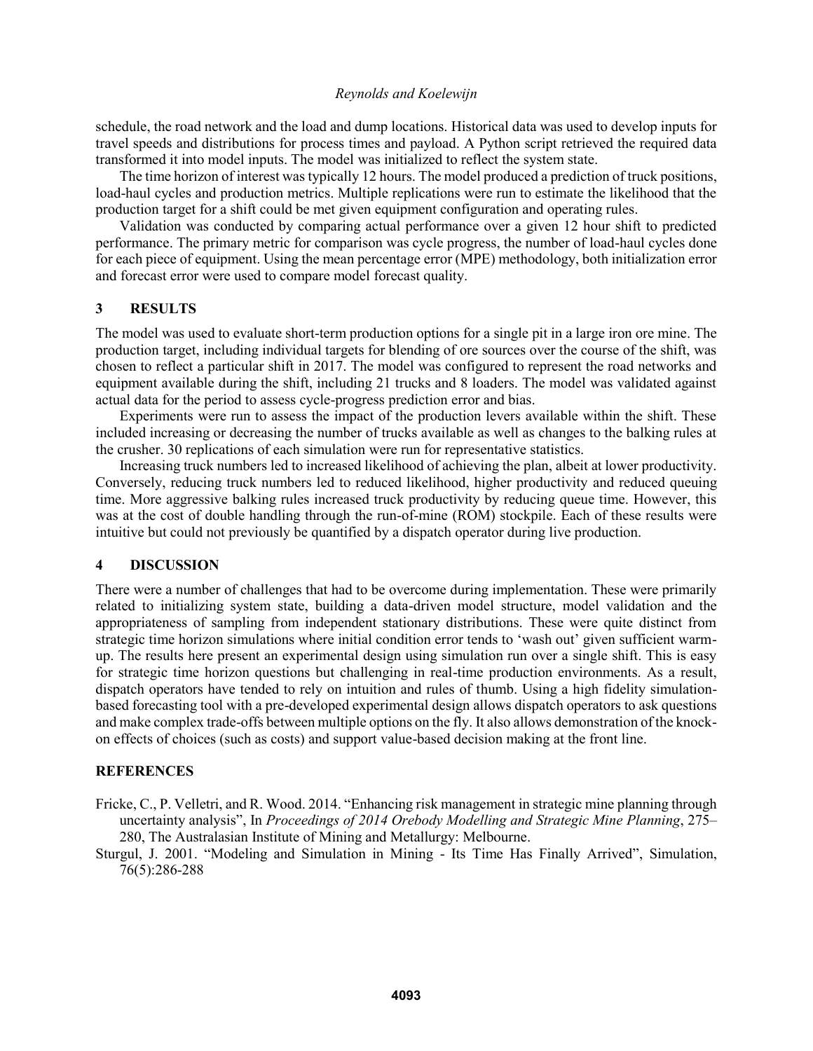schedule, the road network and the load and dump locations. Historical data was used to develop inputs for travel speeds and distributions for process times and payload. A Python script retrieved the required data transformed it into model inputs. The model was initialized to reflect the system state.

The time horizon of interest was typically 12 hours. The model produced a prediction of truck positions, load-haul cycles and production metrics. Multiple replications were run to estimate the likelihood that the production target for a shift could be met given equipment configuration and operating rules.

Validation was conducted by comparing actual performance over a given 12 hour shift to predicted performance. The primary metric for comparison was cycle progress, the number of load-haul cycles done for each piece of equipment. Using the mean percentage error (MPE) methodology, both initialization error and forecast error were used to compare model forecast quality.

## 3 RESULTS

The model was used to evaluate short-term production options for a single pit in a large iron ore mine. The production target, including individual targets for blending of ore sources over the course of the shift, was chosen to reflect a particular shift in 2017. The model was configured to represent the road networks and equipment available during the shift, including 21 trucks and 8 loaders. The model was validated against actual data for the period to assess cycle-progress prediction error and bias.

Experiments were run to assess the impact of the production levers available within the shift. These included increasing or decreasing the number of trucks available as well as changes to the balking rules at the crusher. 30 replications of each simulation were run for representative statistics.

Increasing truck numbers led to increased likelihood of achieving the plan, albeit at lower productivity. Conversely, reducing truck numbers led to reduced likelihood, higher productivity and reduced queuing time. More aggressive balking rules increased truck productivity by reducing queue time. However, this was at the cost of double handling through the run-of-mine (ROM) stockpile. Each of these results were intuitive but could not previously be quantified by a dispatch operator during live production.

## 4 DISCUSSION

There were a number of challenges that had to be overcome during implementation. These were primarily related to initializing system state, building a data-driven model structure, model validation and the appropriateness of sampling from independent stationary distributions. These were quite distinct from strategic time horizon simulations where initial condition error tends to 'wash out' given sufficient warm-up. The results here present an experimental design using simulation run over a single shift. This is easy for strategic time horizon questions but challenging in real-time production environments. As a result, dispatch operators have tended to rely on intuition and rules of thumb. Using a high fidelity simulation-based forecasting tool with a pre-developed experimental design allows dispatch operators to ask questions and make complex trade-offs between multiple options on the fly. It also allows demonstration of the knock-on effects of choices (such as costs) and support value-based decision making at the front line.

## REFERENCES

Fricke, C., P. Velletri, and R. Wood. 2014. "Enhancing risk management in strategic mine planning through uncertainty analysis", In *Proceedings of 2014 Orebody Modelling and Strategic Mine Planning*, 275–280, The Australasian Institute of Mining and Metallurgy: Melbourne.

Sturgul, J. 2001. "Modeling and Simulation in Mining - Its Time Has Finally Arrived", Simulation, 76(5):286-288